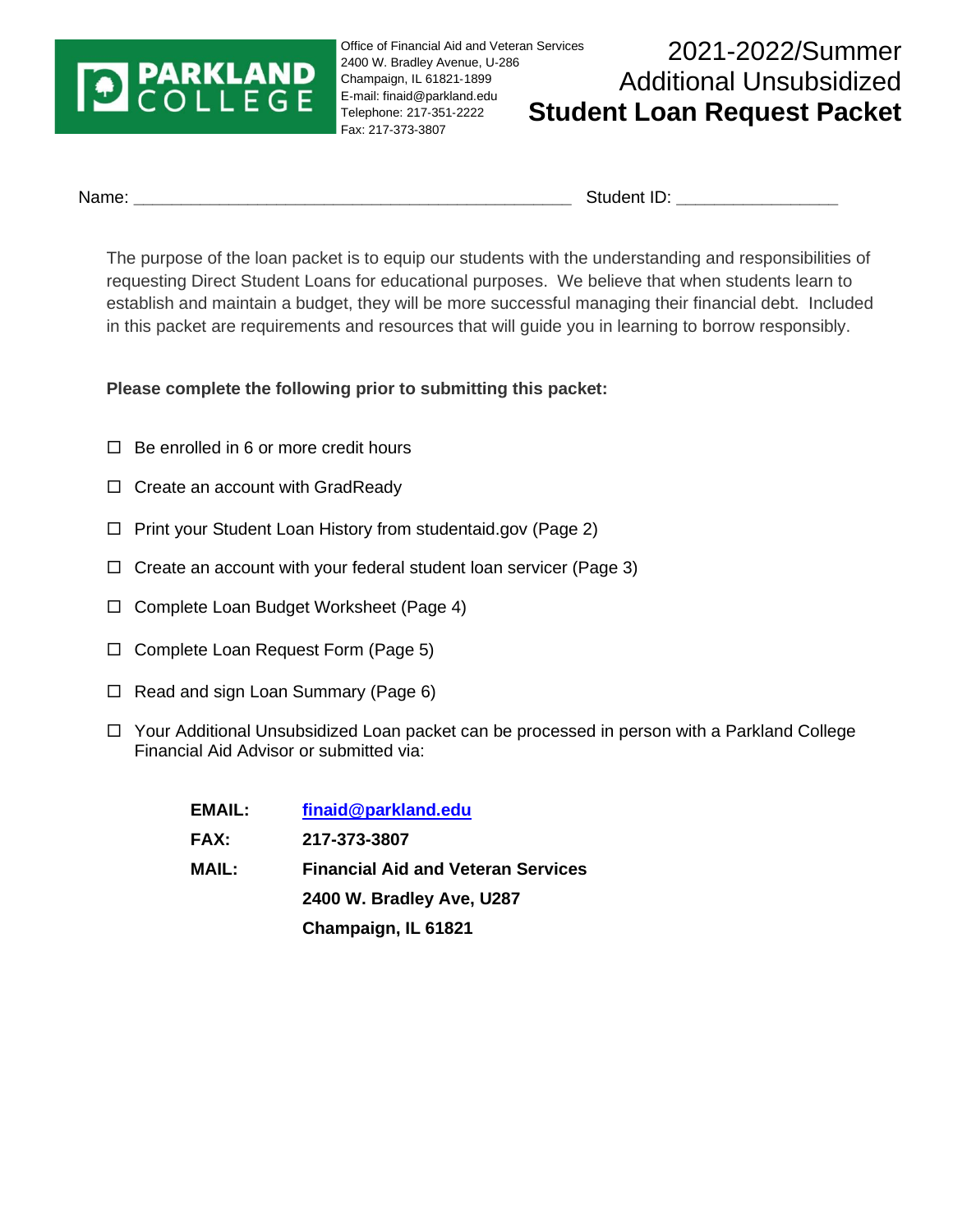PARKLAND COLLEGE

Office of Financial Aid and Veteran Services
2400 W. Bradley Avenue, U-286
Champaign, IL 61821-1899
E-mail: finaid@parkland.edu
Telephone: 217-351-2222
Fax: 217-373-3807

# 2021-2022/Summer Additional Unsubsidized **Student Loan Request Packet**

Name: ______________________________________________ Student ID: _________________

The purpose of the loan packet is to equip our students with the understanding and responsibilities of requesting Direct Student Loans for educational purposes. We believe that when students learn to establish and maintain a budget, they will be more successful managing their financial debt. Included in this packet are requirements and resources that will guide you in learning to borrow responsibly.

**Please complete the following prior to submitting this packet:**

- ☐ Be enrolled in 6 or more credit hours
- ☐ Create an account with GradReady
- ☐ Print your Student Loan History from studentaid.gov (Page 2)
- ☐ Create an account with your federal student loan servicer (Page 3)
- ☐ Complete Loan Budget Worksheet (Page 4)
- ☐ Complete Loan Request Form (Page 5)
- ☐ Read and sign Loan Summary (Page 6)
- ☐ Your Additional Unsubsidized Loan packet can be processed in person with a Parkland College Financial Aid Advisor or submitted via:

| | |
|---|---|
| **EMAIL:** | **finaid@parkland.edu** |
| **FAX:** | **217-373-3807** |
| **MAIL:** | **Financial Aid and Veteran Services** |
| | **2400 W. Bradley Ave, U287** |
| | **Champaign, IL 61821** |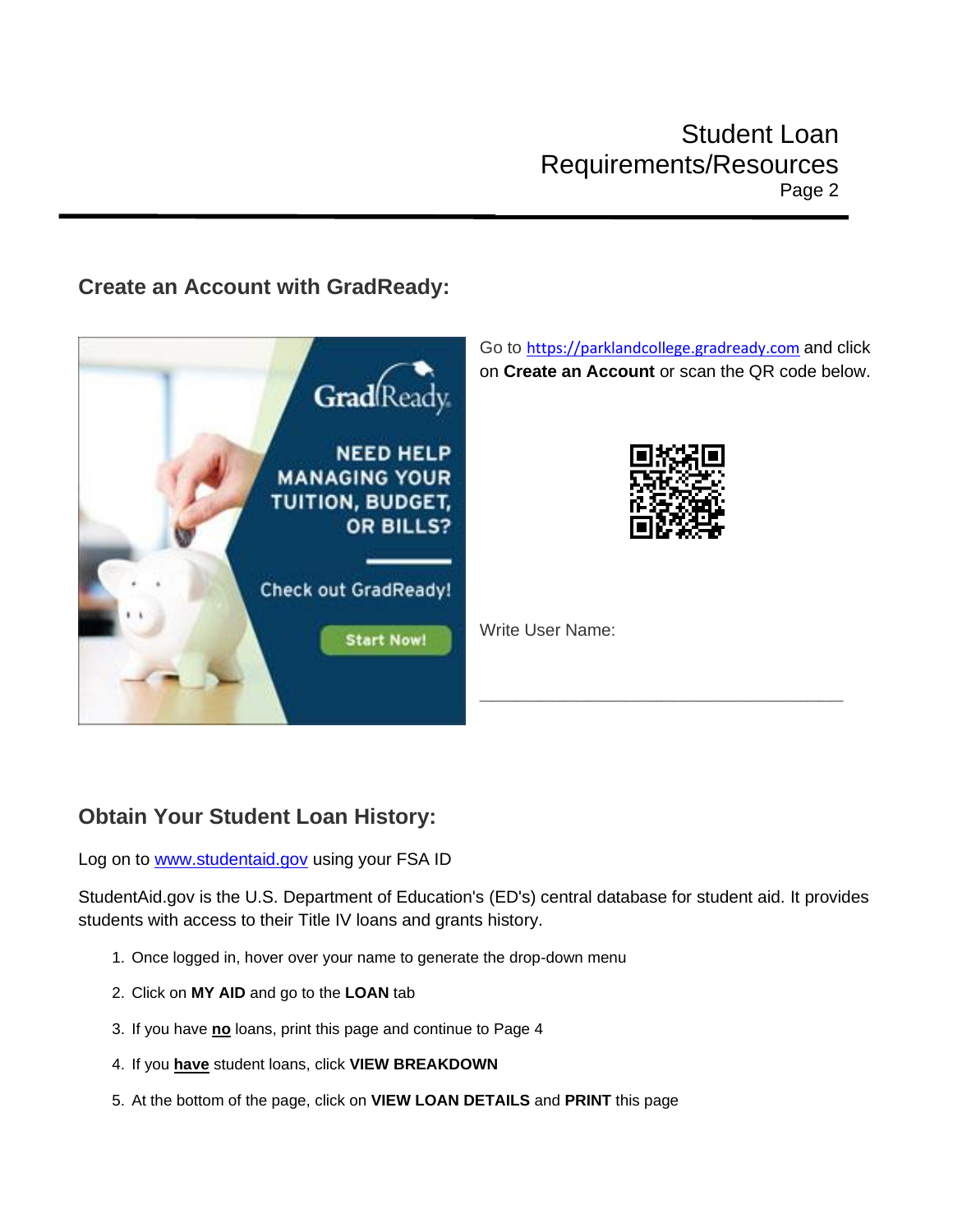## Create an Account with GradReady:

Go to https://parklandcollege.gradready.com and click on **Create an Account** or scan the QR code below.

Write User Name:

\_\_\_\_\_\_\_\_\_\_\_\_\_\_\_\_\_\_\_\_\_\_\_\_\_\_\_\_\_\_\_\_\_\_\_\_\_\_\_\_

## Obtain Your Student Loan History:

Log on to www.studentaid.gov using your FSA ID

StudentAid.gov is the U.S. Department of Education's (ED's) central database for student aid. It provides students with access to their Title IV loans and grants history.

1. Once logged in, hover over your name to generate the drop-down menu
2. Click on **MY AID** and go to the **LOAN** tab
3. If you have **no** loans, print this page and continue to Page 4
4. If you **have** student loans, click **VIEW BREAKDOWN**
5. At the bottom of the page, click on **VIEW LOAN DETAILS** and **PRINT** this page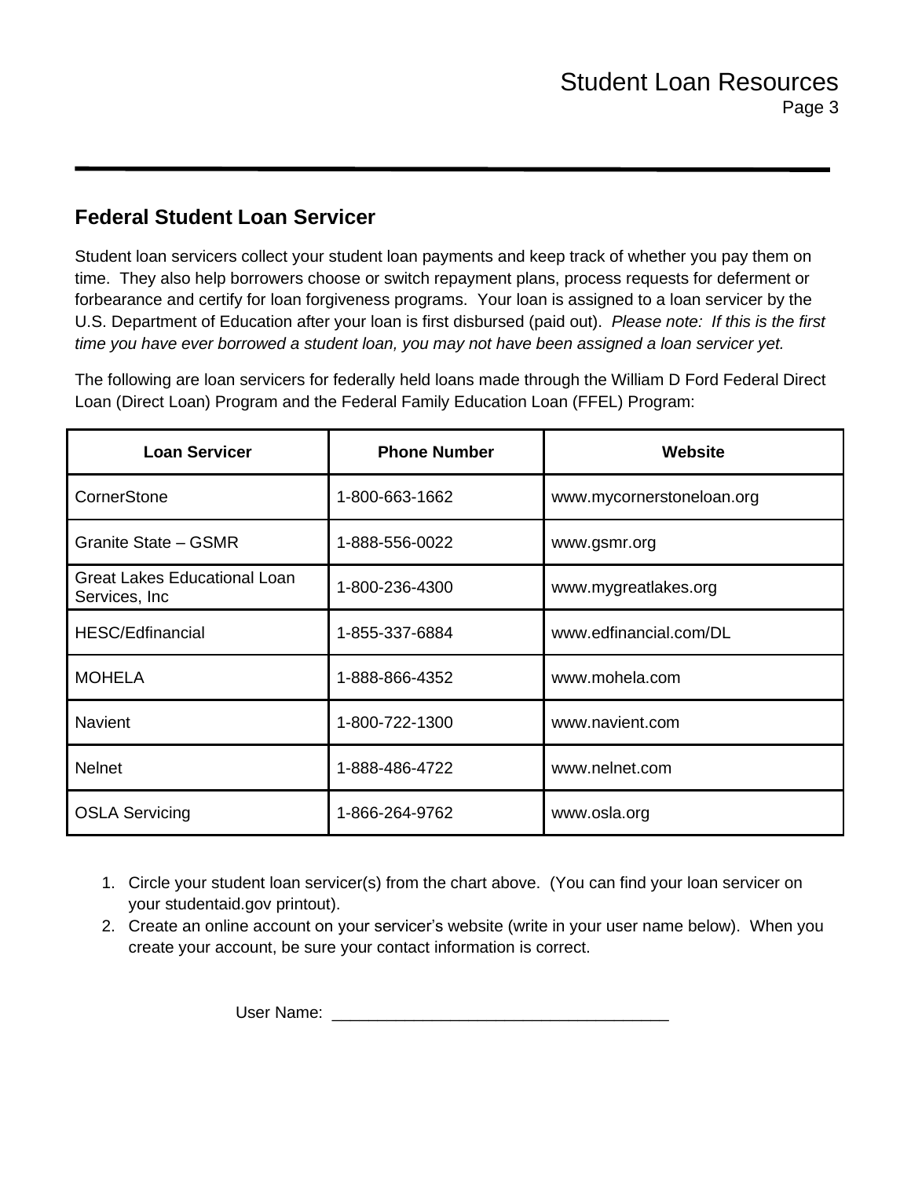## Federal Student Loan Servicer

Student loan servicers collect your student loan payments and keep track of whether you pay them on time. They also help borrowers choose or switch repayment plans, process requests for deferment or forbearance and certify for loan forgiveness programs. Your loan is assigned to a loan servicer by the U.S. Department of Education after your loan is first disbursed (paid out). *Please note: If this is the first time you have ever borrowed a student loan, you may not have been assigned a loan servicer yet.*

The following are loan servicers for federally held loans made through the William D Ford Federal Direct Loan (Direct Loan) Program and the Federal Family Education Loan (FFEL) Program:

| Loan Servicer | Phone Number | Website |
|---|---|---|
| CornerStone | 1-800-663-1662 | www.mycornerstoneloan.org |
| Granite State – GSMR | 1-888-556-0022 | www.gsmr.org |
| Great Lakes Educational Loan Services, Inc | 1-800-236-4300 | www.mygreatlakes.org |
| HESC/Edfinancial | 1-855-337-6884 | www.edfinancial.com/DL |
| MOHELA | 1-888-866-4352 | www.mohela.com |
| Navient | 1-800-722-1300 | www.navient.com |
| Nelnet | 1-888-486-4722 | www.nelnet.com |
| OSLA Servicing | 1-866-264-9762 | www.osla.org |

1. Circle your student loan servicer(s) from the chart above. (You can find your loan servicer on your studentaid.gov printout).
2. Create an online account on your servicer's website (write in your user name below). When you create your account, be sure your contact information is correct.

User Name: ____________________________________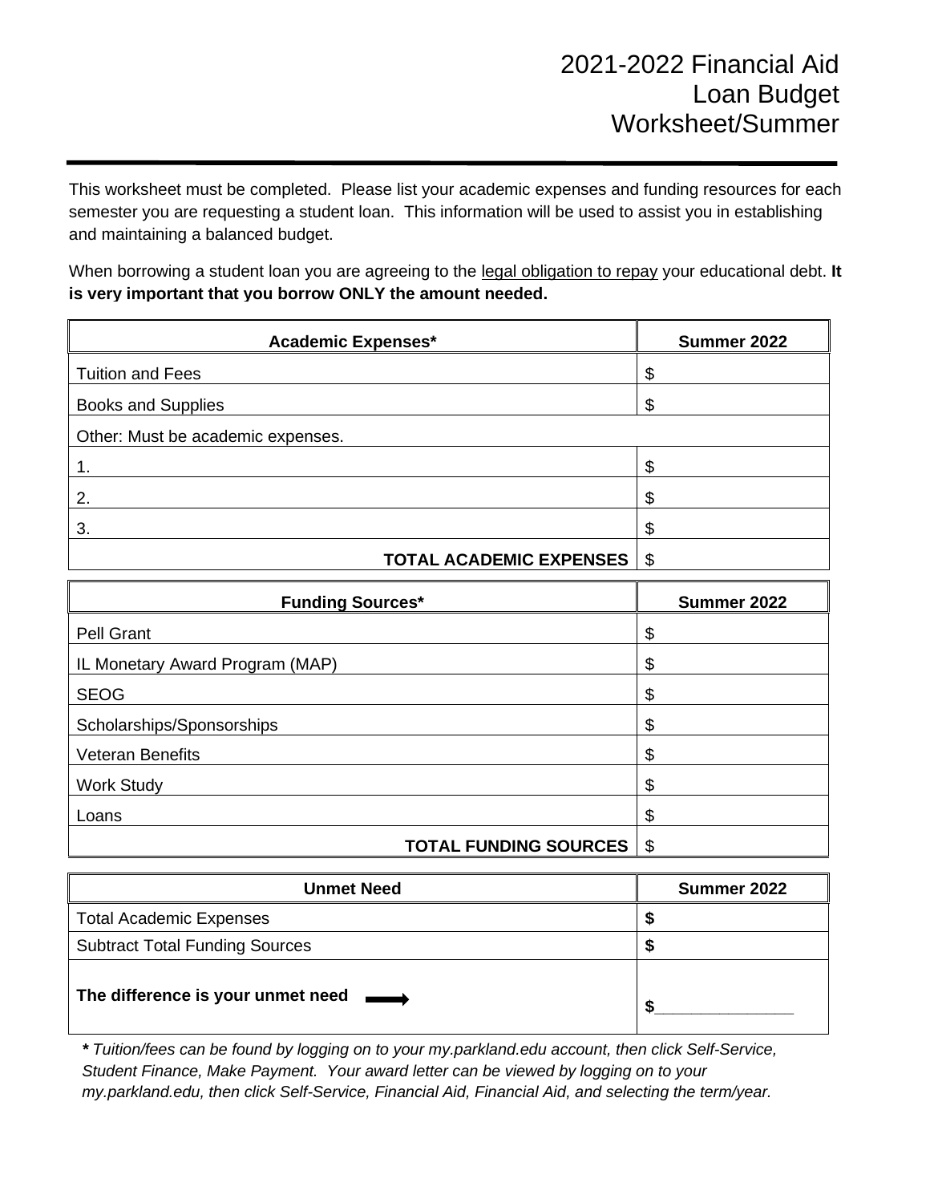# 2021-2022 Financial Aid Loan Budget Worksheet/Summer

This worksheet must be completed. Please list your academic expenses and funding resources for each semester you are requesting a student loan. This information will be used to assist you in establishing and maintaining a balanced budget.

When borrowing a student loan you are agreeing to the legal obligation to repay your educational debt. **It is very important that you borrow ONLY the amount needed.**

| **Academic Expenses*** | **Summer 2022** |
| --- | --- |
| Tuition and Fees | $ |
| Books and Supplies | $ |
| Other: Must be academic expenses. | |
| 1. | $ |
| 2. | $ |
| 3. | $ |
| **TOTAL ACADEMIC EXPENSES** | $ |

| **Funding Sources*** | **Summer 2022** |
| --- | --- |
| Pell Grant | $ |
| IL Monetary Award Program (MAP) | $ |
| SEOG | $ |
| Scholarships/Sponsorships | $ |
| Veteran Benefits | $ |
| Work Study | $ |
| Loans | $ |
| **TOTAL FUNDING SOURCES** | $ |

| **Unmet Need** | **Summer 2022** |
| --- | --- |
| Total Academic Expenses | **$** |
| Subtract Total Funding Sources | **$** |
| **The difference is your unmet need** → | **$**_______________ |

*** *Tuition/fees can be found by logging on to your my.parkland.edu account, then click Self-Service, Student Finance, Make Payment. Your award letter can be viewed by logging on to your my.parkland.edu, then click Self-Service, Financial Aid, Financial Aid, and selecting the term/year.*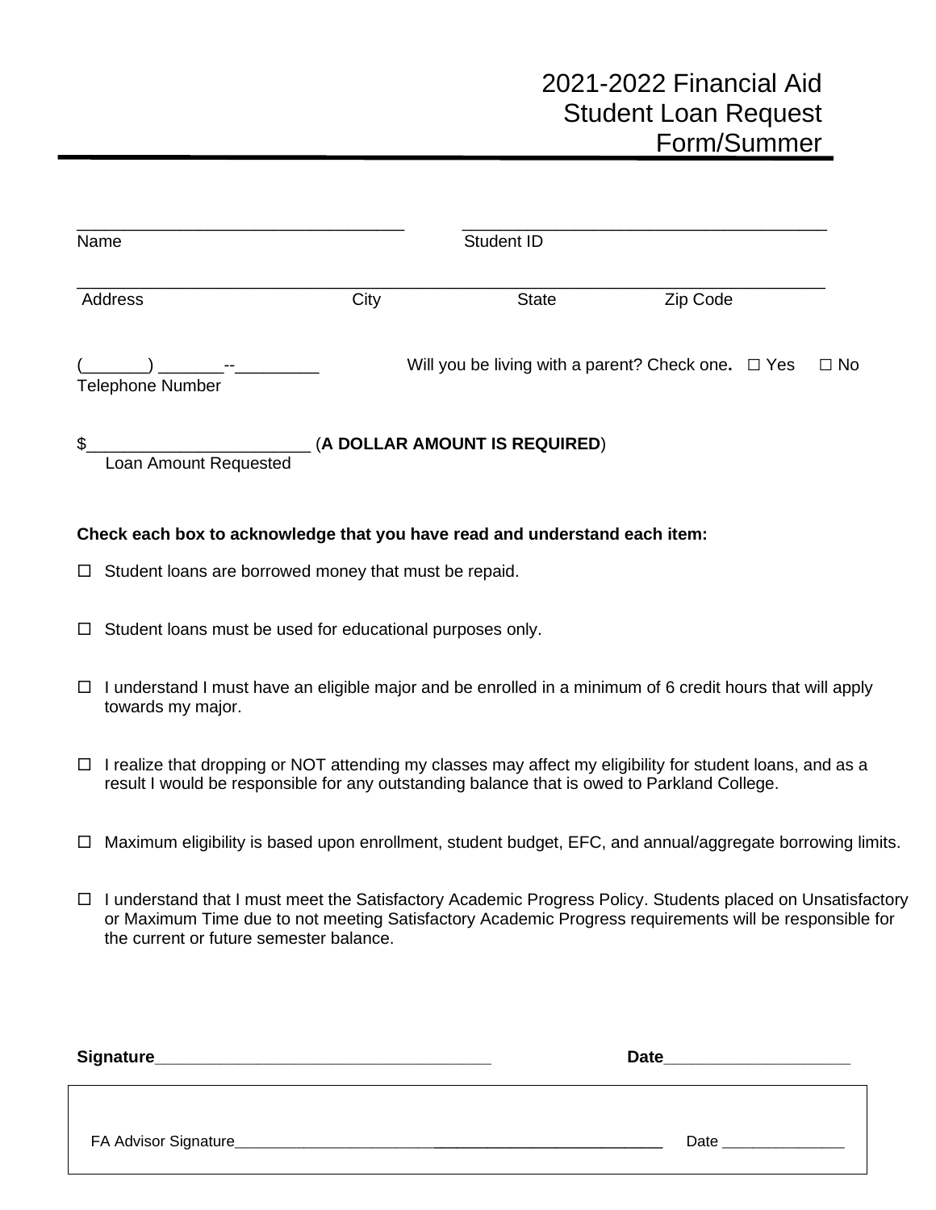# 2021-2022 Financial Aid Student Loan Request Form/Summer

___________________________________ ______________________________________
Name Student ID

_______________________________________________________________________________
Address City State Zip Code

(_______) _______--_________ Will you be living with a parent? Check one. ☐ Yes ☐ No
Telephone Number

$_______________________ (**A DOLLAR AMOUNT IS REQUIRED**)
Loan Amount Requested

**Check each box to acknowledge that you have read and understand each item:**

☐ Student loans are borrowed money that must be repaid.

☐ Student loans must be used for educational purposes only.

☐ I understand I must have an eligible major and be enrolled in a minimum of 6 credit hours that will apply towards my major.

☐ I realize that dropping or NOT attending my classes may affect my eligibility for student loans, and as a result I would be responsible for any outstanding balance that is owed to Parkland College.

☐ Maximum eligibility is based upon enrollment, student budget, EFC, and annual/aggregate borrowing limits.

☐ I understand that I must meet the Satisfactory Academic Progress Policy. Students placed on Unsatisfactory or Maximum Time due to not meeting Satisfactory Academic Progress requirements will be responsible for the current or future semester balance.

**Signature**_____________________________________ **Date**____________________

FA Advisor Signature__________________________________________________ Date ______________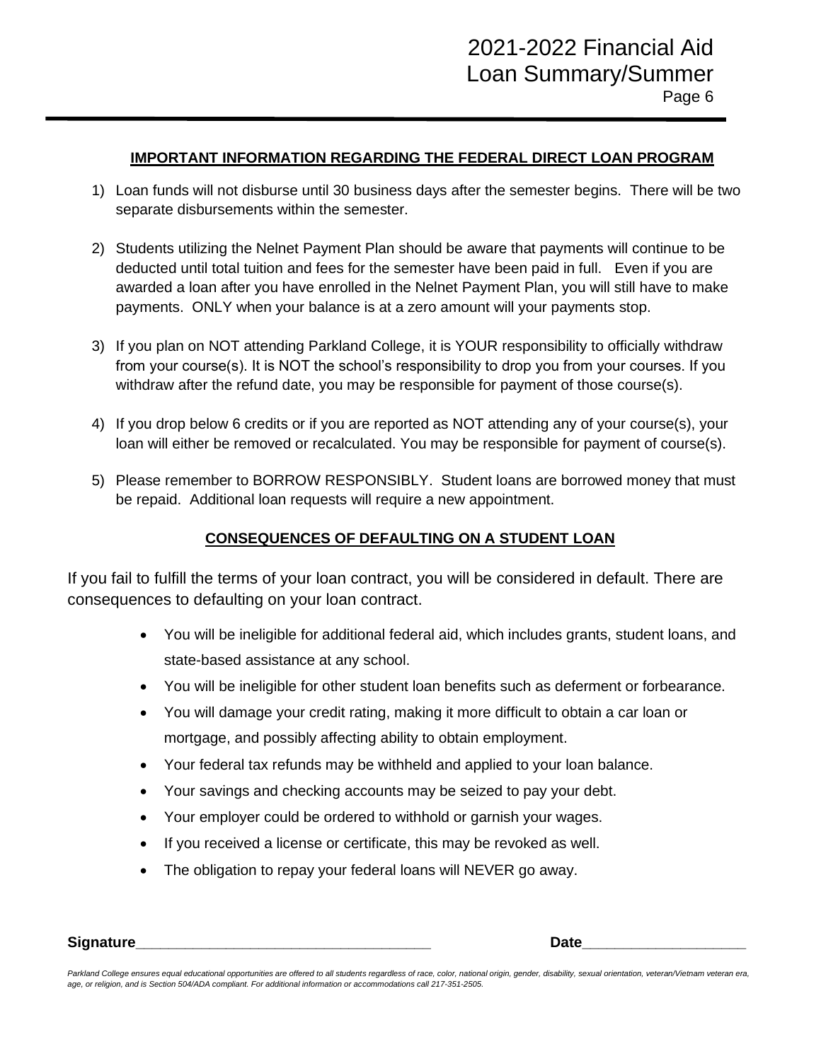## IMPORTANT INFORMATION REGARDING THE FEDERAL DIRECT LOAN PROGRAM

1) Loan funds will not disburse until 30 business days after the semester begins. There will be two separate disbursements within the semester.

2) Students utilizing the Nelnet Payment Plan should be aware that payments will continue to be deducted until total tuition and fees for the semester have been paid in full. Even if you are awarded a loan after you have enrolled in the Nelnet Payment Plan, you will still have to make payments. ONLY when your balance is at a zero amount will your payments stop.

3) If you plan on NOT attending Parkland College, it is YOUR responsibility to officially withdraw from your course(s). It is NOT the school's responsibility to drop you from your courses. If you withdraw after the refund date, you may be responsible for payment of those course(s).

4) If you drop below 6 credits or if you are reported as NOT attending any of your course(s), your loan will either be removed or recalculated. You may be responsible for payment of course(s).

5) Please remember to BORROW RESPONSIBLY. Student loans are borrowed money that must be repaid. Additional loan requests will require a new appointment.

## CONSEQUENCES OF DEFAULTING ON A STUDENT LOAN

If you fail to fulfill the terms of your loan contract, you will be considered in default. There are consequences to defaulting on your loan contract.

- You will be ineligible for additional federal aid, which includes grants, student loans, and state-based assistance at any school.
- You will be ineligible for other student loan benefits such as deferment or forbearance.
- You will damage your credit rating, making it more difficult to obtain a car loan or mortgage, and possibly affecting ability to obtain employment.
- Your federal tax refunds may be withheld and applied to your loan balance.
- Your savings and checking accounts may be seized to pay your debt.
- Your employer could be ordered to withhold or garnish your wages.
- If you received a license or certificate, this may be revoked as well.
- The obligation to repay your federal loans will NEVER go away.

**Signature**_____________________________________ **Date**____________________

*Parkland College ensures equal educational opportunities are offered to all students regardless of race, color, national origin, gender, disability, sexual orientation, veteran/Vietnam veteran era, age, or religion, and is Section 504/ADA compliant. For additional information or accommodations call 217-351-2505.*